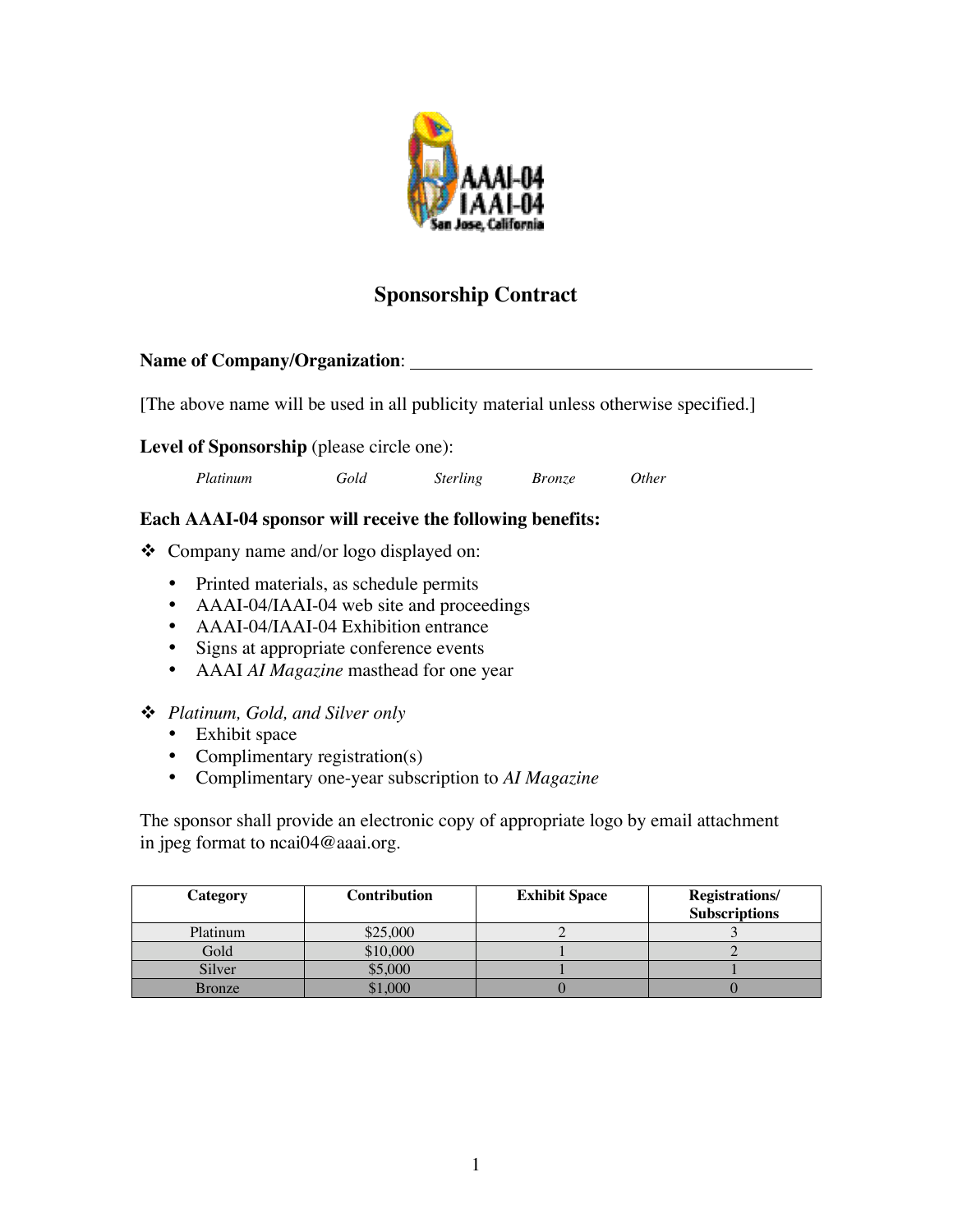# Sponsorship Contract

**Name of Company/Organization**: _______________________________________________

[The above name will be used in all publicity material unless otherwise specified.]

**Level of Sponsorship** (please circle one):

*Platinum* *Gold* *Sterling* *Bronze* *Other*

**Each AAAI-04 sponsor will receive the following benefits:**

- Company name and/or logo displayed on:
  - Printed materials, as schedule permits
  - AAAI-04/IAAI-04 web site and proceedings
  - AAAI-04/IAAI-04 Exhibition entrance
  - Signs at appropriate conference events
  - AAAI *AI Magazine* masthead for one year
- *Platinum, Gold, and Silver only*
  - Exhibit space
  - Complimentary registration(s)
  - Complimentary one-year subscription to *AI Magazine*

The sponsor shall provide an electronic copy of appropriate logo by email attachment in jpeg format to ncai04@aaai.org.

| Category | Contribution | Exhibit Space | Registrations/ Subscriptions |
|---|---|---|---|
| Platinum | $25,000 | 2 | 3 |
| Gold | $10,000 | 1 | 2 |
| Silver | $5,000 | 1 | 1 |
| Bronze | $1,000 | 0 | 0 |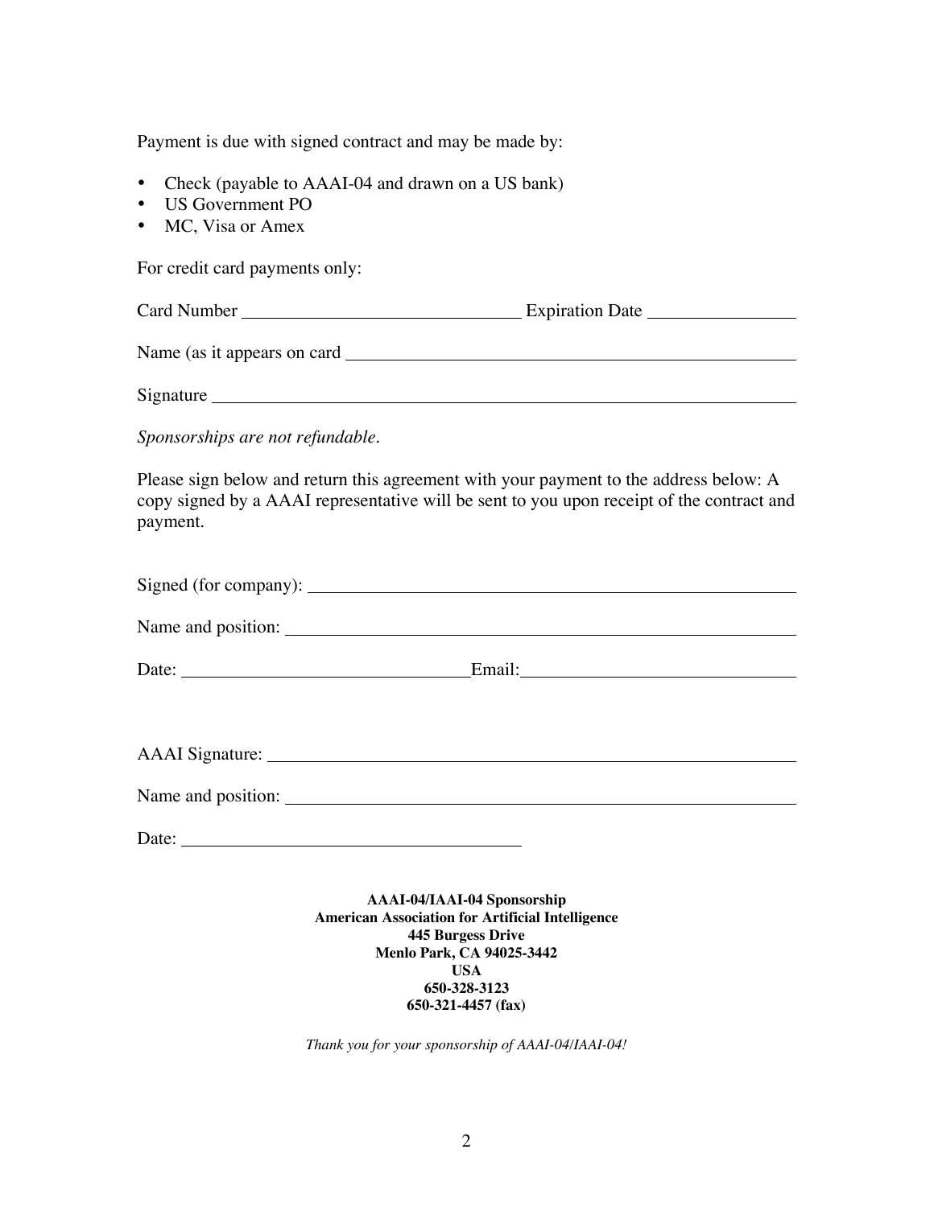Payment is due with signed contract and may be made by:

- Check (payable to AAAI-04 and drawn on a US bank)
- US Government PO
- MC, Visa or Amex

For credit card payments only:

Card Number ______________________________ Expiration Date ________________

Name (as it appears on card ______________________________________________

Signature ______________________________________________________________

*Sponsorships are not refundable*.

Please sign below and return this agreement with your payment to the address below: A copy signed by a AAAI representative will be sent to you upon receipt of the contract and payment.

Signed (for company): ____________________________________________________

Name and position: ______________________________________________________

Date: ________________________________Email:_____________________________

AAAI Signature: ________________________________________________________

Name and position: ______________________________________________________

Date: ____________________________________

**AAAI-04/IAAI-04 Sponsorship**
**American Association for Artificial Intelligence**
**445 Burgess Drive**
**Menlo Park, CA 94025-3442**
**USA**
**650-328-3123**
**650-321-4457 (fax)**

*Thank you for your sponsorship of AAAI-04/IAAI-04!*